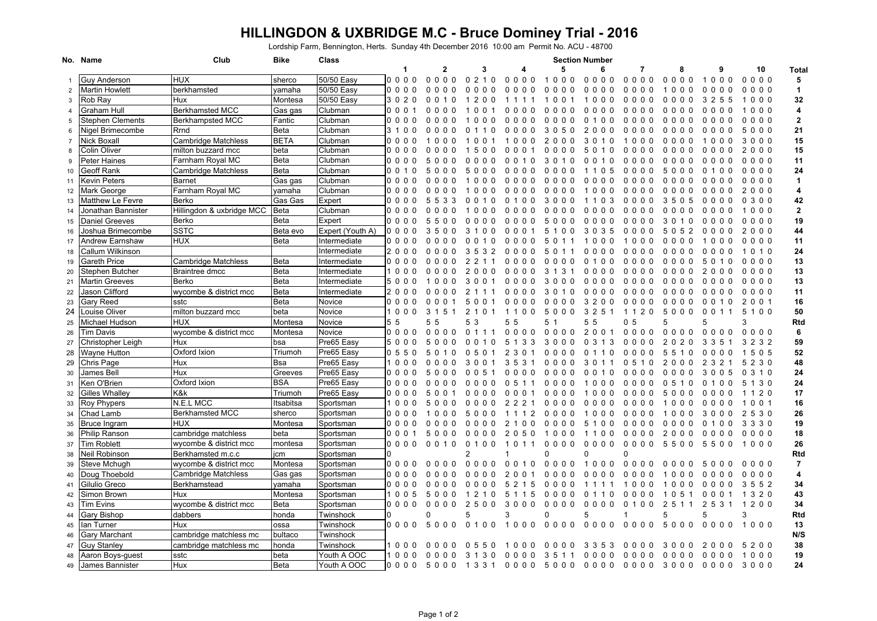# HILLINGDON & UXBRIDGE M.C - Bruce Dominey Trial - 2016

Lordship Farm, Bennington, Herts. Sunday 4th December 2016 10:00 am Permit No. ACU - 48700

| No. | Name | Club | Bike | Class | 1 | 2 | 3 | 4 | 5 | 6 | 7 | 8 | 9 | 10 | Total |
|---|---|---|---|---|---|---|---|---|---|---|---|---|---|---|---|
| | | | | | Section Number | | | | | | | | | | |
| 1 | Guy Anderson | HUX | sherco | 50/50 Easy | 0 0 0 0 | 0 0 0 0 | 0 2 1 0 | 0 0 0 0 | 1 0 0 0 | 0 0 0 0 | 0 0 0 0 | 0 0 0 0 | 1 0 0 0 | 0 0 0 0 | 5 |
| 2 | Martin Howlett | berkhamsted | yamaha | 50/50 Easy | 0 0 0 0 | 0 0 0 0 | 0 0 0 0 | 0 0 0 0 | 0 0 0 0 | 0 0 0 0 | 0 0 0 0 | 1 0 0 0 | 0 0 0 0 | 0 0 0 0 | 1 |
| 3 | Rob Ray | Hux | Montesa | 50/50 Easy | 3 0 2 0 | 0 0 1 0 | 1 2 0 0 | 1 1 1 1 | 1 0 0 1 | 1 0 0 0 | 0 0 0 0 | 0 0 0 0 | 3 2 5 5 | 1 0 0 0 | 32 |
| 4 | Graham Hull | Berkhamsted MCC | Gas gas | Clubman | 0 0 0 1 | 0 0 0 0 | 1 0 0 1 | 0 0 0 0 | 0 0 0 0 | 0 0 0 0 | 0 0 0 0 | 0 0 0 0 | 0 0 0 0 | 1 0 0 0 | 4 |
| 5 | Stephen Clements | Berkhampsted MCC | Fantic | Clubman | 0 0 0 0 | 0 0 0 0 | 1 0 0 0 | 0 0 0 0 | 0 0 0 0 | 0 1 0 0 | 0 0 0 0 | 0 0 0 0 | 0 0 0 0 | 0 0 0 0 | 2 |
| 6 | Nigel Brimecombe | Rrnd | Beta | Clubman | 3 1 0 0 | 0 0 0 0 | 0 1 1 0 | 0 0 0 0 | 3 0 5 0 | 2 0 0 0 | 0 0 0 0 | 0 0 0 0 | 0 0 0 0 | 5 0 0 0 | 21 |
| 7 | Nick Boxall | Cambridge Matchless | BETA | Clubman | 0 0 0 0 | 1 0 0 0 | 1 0 0 1 | 1 0 0 0 | 2 0 0 0 | 3 0 1 0 | 1 0 0 0 | 0 0 0 0 | 1 0 0 0 | 3 0 0 0 | 15 |
| 8 | Colin Oliver | milton buzzard mcc | beta | Clubman | 0 0 0 0 | 0 0 0 0 | 1 5 0 0 | 0 0 0 1 | 0 0 0 0 | 5 0 1 0 | 0 0 0 0 | 0 0 0 0 | 0 0 0 0 | 2 0 0 0 | 15 |
| 9 | Peter Haines | Farnham Royal MC | Beta | Clubman | 0 0 0 0 | 5 0 0 0 | 0 0 0 0 | 0 0 1 0 | 3 0 1 0 | 0 0 1 0 | 0 0 0 0 | 0 0 0 0 | 0 0 0 0 | 0 0 0 0 | 11 |
| 10 | Geoff Rank | Cambridge Matchless | Beta | Clubman | 0 0 1 0 | 5 0 0 0 | 5 0 0 0 | 0 0 0 0 | 0 0 0 0 | 1 1 0 5 | 0 0 0 0 | 5 0 0 0 | 0 1 0 0 | 0 0 0 0 | 24 |
| 11 | Kevin Peters | Barnet | Gas gas | Clubman | 0 0 0 0 | 0 0 0 0 | 1 0 0 0 | 0 0 0 0 | 0 0 0 0 | 0 0 0 0 | 0 0 0 0 | 0 0 0 0 | 0 0 0 0 | 0 0 0 0 | 1 |
| 12 | Mark George | Farnham Royal MC | yamaha | Clubman | 0 0 0 0 | 0 0 0 0 | 1 0 0 0 | 0 0 0 0 | 0 0 0 0 | 1 0 0 0 | 0 0 0 0 | 0 0 0 0 | 0 0 0 0 | 2 0 0 0 | 4 |
| 13 | Matthew Le Fevre | Berko | Gas Gas | Expert | 0 0 0 0 | 5 5 3 3 | 0 0 1 0 | 0 1 0 0 | 3 0 0 0 | 1 1 0 3 | 0 0 0 0 | 3 5 0 5 | 0 0 0 0 | 0 3 0 0 | 42 |
| 14 | Jonathan Bannister | Hillingdon & uxbridge MCC | Beta | Clubman | 0 0 0 0 | 0 0 0 0 | 1 0 0 0 | 0 0 0 0 | 0 0 0 0 | 0 0 0 0 | 0 0 0 0 | 0 0 0 0 | 0 0 0 0 | 1 0 0 0 | 2 |
| 15 | Daniel Greeves | Berko | Beta | Expert | 0 0 0 0 | 5 5 0 0 | 0 0 0 0 | 0 0 0 0 | 5 0 0 0 | 0 0 0 0 | 0 0 0 0 | 3 0 1 0 | 0 0 0 0 | 0 0 0 0 | 19 |
| 16 | Joshua Brimecombe | SSTC | Beta evo | Expert (Youth A) | 0 0 0 0 | 3 5 0 0 | 3 1 0 0 | 0 0 0 1 | 5 1 0 0 | 3 0 3 5 | 0 0 0 0 | 5 0 5 2 | 0 0 0 0 | 2 0 0 0 | 44 |
| 17 | Andrew Earnshaw | HUX | Beta | Intermediate | 0 0 0 0 | 0 0 0 0 | 0 0 1 0 | 0 0 0 0 | 5 0 1 1 | 1 0 0 0 | 1 0 0 0 | 0 0 0 0 | 1 0 0 0 | 0 0 0 0 | 11 |
| 18 | Callum Wilkinson | | | Intermediate | 2 0 0 0 | 0 0 0 0 | 3 5 3 2 | 0 0 0 0 | 5 0 1 1 | 0 0 0 0 | 0 0 0 0 | 0 0 0 0 | 0 0 0 0 | 1 0 1 0 | 24 |
| 19 | Gareth Price | Cambridge Matchless | Beta | Intermediate | 0 0 0 0 | 0 0 0 0 | 2 2 1 1 | 0 0 0 0 | 0 0 0 0 | 0 1 0 0 | 0 0 0 0 | 0 0 0 0 | 5 0 1 0 | 0 0 0 0 | 13 |
| 20 | Stephen Butcher | Braintree dmcc | Beta | Intermediate | 1 0 0 0 | 0 0 0 0 | 2 0 0 0 | 0 0 0 0 | 3 1 3 1 | 0 0 0 0 | 0 0 0 0 | 0 0 0 0 | 2 0 0 0 | 0 0 0 0 | 13 |
| 21 | Martin Greeves | Berko | Beta | Intermediate | 5 0 0 0 | 1 0 0 0 | 3 0 0 1 | 0 0 0 0 | 3 0 0 0 | 0 0 0 0 | 0 0 0 0 | 0 0 0 0 | 0 0 0 0 | 0 0 0 0 | 13 |
| 22 | Jason Clifford | wycombe & district mcc | Beta | Intermediate | 2 0 0 0 | 0 0 0 0 | 2 1 1 1 | 0 0 0 0 | 3 0 1 0 | 0 0 0 0 | 0 0 0 0 | 0 0 0 0 | 0 0 0 0 | 0 0 0 0 | 11 |
| 23 | Gary Reed | sstc | Beta | Novice | 0 0 0 0 | 0 0 0 1 | 5 0 0 1 | 0 0 0 0 | 0 0 0 0 | 3 2 0 0 | 0 0 0 0 | 0 0 0 0 | 0 0 1 0 | 2 0 0 1 | 16 |
| 24 | Louise Oliver | milton buzzard mcc | beta | Novice | 1 0 0 0 | 3 1 5 1 | 2 1 0 1 | 1 1 0 0 | 5 0 0 0 | 3 2 5 1 | 1 1 2 0 | 5 0 0 0 | 0 0 1 1 | 5 1 0 0 | 50 |
| 25 | Michael Hudson | HUX | Montesa | Novice | 5 5 | 5 5 | 5 3 | 5 5 | 5 1 | 5 5 | 0 5 | 5 | 5 | 3 | Rtd |
| 26 | Tim Davis | wycombe & district mcc | Montesa | Novice | 0 0 0 0 | 0 0 0 0 | 0 1 1 1 | 0 0 0 0 | 0 0 0 0 | 2 0 0 1 | 0 0 0 0 | 0 0 0 0 | 0 0 0 0 | 0 0 0 0 | 6 |
| 27 | Christopher Leigh | Hux | bsa | Pre65 Easy | 5 0 0 0 | 5 0 0 0 | 0 0 1 0 | 5 1 3 3 | 3 0 0 0 | 0 3 1 3 | 0 0 0 0 | 2 0 2 0 | 3 3 5 1 | 3 2 3 2 | 59 |
| 28 | Wayne Hutton | Oxford Ixion | Triumoh | Pre65 Easy | 0 5 5 0 | 5 0 1 0 | 0 5 0 1 | 2 3 0 1 | 0 0 0 0 | 0 1 1 0 | 0 0 0 0 | 5 5 1 0 | 0 0 0 0 | 1 5 0 5 | 52 |
| 29 | Chris Page | Hux | Bsa | Pre65 Easy | 1 0 0 0 | 0 0 0 0 | 3 0 0 1 | 3 5 3 1 | 0 0 0 0 | 3 0 1 1 | 0 5 1 0 | 2 0 0 0 | 2 3 2 1 | 5 2 3 0 | 48 |
| 30 | James Bell | Hux | Greeves | Pre65 Easy | 0 0 0 0 | 5 0 0 0 | 0 0 5 1 | 0 0 0 0 | 0 0 0 0 | 0 0 1 0 | 0 0 0 0 | 0 0 0 0 | 3 0 0 5 | 0 3 1 0 | 24 |
| 31 | Ken O'Brien | Oxford Ixion | BSA | Pre65 Easy | 0 0 0 0 | 0 0 0 0 | 0 0 0 0 | 0 5 1 1 | 0 0 0 0 | 1 0 0 0 | 0 0 0 0 | 0 5 1 0 | 0 1 0 0 | 5 1 3 0 | 24 |
| 32 | Gilles Whalley | K&k | Triumoh | Pre65 Easy | 0 0 0 0 | 5 0 0 1 | 0 0 0 0 | 0 0 0 1 | 0 0 0 0 | 1 0 0 0 | 0 0 0 0 | 5 0 0 0 | 0 0 0 0 | 1 1 2 0 | 17 |
| 33 | Roy Phypers | N.E.L MCC | Itsabitsa | Sportsman | 1 0 0 0 | 5 0 0 0 | 0 0 0 0 | 2 2 2 1 | 0 0 0 0 | 0 0 0 0 | 0 0 0 0 | 1 0 0 0 | 0 0 0 0 | 1 0 0 1 | 16 |
| 34 | Chad Lamb | Berkhamsted MCC | sherco | Sportsman | 0 0 0 0 | 1 0 0 0 | 5 0 0 0 | 1 1 1 2 | 0 0 0 0 | 1 0 0 0 | 0 0 0 0 | 1 0 0 0 | 3 0 0 0 | 2 5 3 0 | 26 |
| 35 | Bruce Ingram | HUX | Montesa | Sportsman | 0 0 0 0 | 0 0 0 0 | 0 0 0 0 | 2 1 0 0 | 0 0 0 0 | 5 1 0 0 | 0 0 0 0 | 0 0 0 0 | 0 1 0 0 | 3 3 3 0 | 19 |
| 36 | Philip Ranson | cambridge matchless | beta | Sportsman | 0 0 0 1 | 5 0 0 0 | 0 0 0 0 | 2 0 5 0 | 1 0 0 0 | 1 1 0 0 | 0 0 0 0 | 2 0 0 0 | 0 0 0 0 | 0 0 0 0 | 18 |
| 37 | Tim Roblett | wycombe & district mcc | montesa | Sportsman | 0 0 0 0 | 0 0 1 0 | 0 1 0 0 | 1 0 1 1 | 0 0 0 0 | 0 0 0 0 | 0 0 0 0 | 5 5 0 0 | 5 5 0 0 | 1 0 0 0 | 26 |
| 38 | Neil Robinson | Berkhamsted m.c.c | jcm | Sportsman | 0 | | 2 | 1 | 0 | 0 | 0 | | | | Rtd |
| 39 | Steve Mchugh | wycombe & district mcc | Montesa | Sportsman | 0 0 0 0 | 0 0 0 0 | 0 0 0 0 | 0 0 1 0 | 0 0 0 0 | 1 0 0 0 | 0 0 0 0 | 0 0 0 0 | 5 0 0 0 | 0 0 0 0 | 7 |
| 40 | Doug Thoebold | Cambridge Matchless | Gas gas | Sportsman | 0 0 0 0 | 0 0 0 0 | 0 0 0 0 | 2 0 0 1 | 0 0 0 0 | 0 0 0 0 | 0 0 0 0 | 1 0 0 0 | 0 0 0 0 | 0 0 0 0 | 4 |
| 41 | Gilulio Greco | Berkhamstead | yamaha | Sportsman | 0 0 0 0 | 0 0 0 0 | 0 0 0 0 | 5 2 1 5 | 0 0 0 0 | 1 1 1 1 | 1 0 0 0 | 1 0 0 0 | 0 0 0 0 | 3 5 5 2 | 34 |
| 42 | Simon Brown | Hux | Montesa | Sportsman | 1 0 0 5 | 5 0 0 0 | 1 2 1 0 | 5 1 1 5 | 0 0 0 0 | 0 1 1 0 | 0 0 0 0 | 1 0 5 1 | 0 0 0 1 | 1 3 2 0 | 43 |
| 43 | Tim Evins | wycombe & district mcc | Beta | Sportsman | 0 0 0 0 | 0 0 0 0 | 2 5 0 0 | 3 0 0 0 | 0 0 0 0 | 0 0 0 0 | 0 1 0 0 | 2 5 1 1 | 2 5 3 1 | 1 2 0 0 | 34 |
| 44 | Gary Bishop | dabbers | honda | Twinshock | 0 | 0 | 5 | 3 | 0 | 5 | 1 | 5 | 5 | 3 | Rtd |
| 45 | Ian Turner | Hux | ossa | Twinshock | 0 0 0 0 | 5 0 0 0 | 0 1 0 0 | 1 0 0 0 | 0 0 0 0 | 0 0 0 0 | 0 0 0 0 | 5 0 0 0 | 0 0 0 0 | 1 0 0 0 | 13 |
| 46 | Gary Marchant | cambridge matchless mc | bultaco | Twinshock | | | | | | | | | | | N/S |
| 47 | Guy Stanley | cambridge matchless mc | honda | Twinshock | 1 0 0 0 | 0 0 0 0 | 0 5 5 0 | 1 0 0 0 | 0 0 0 0 | 3 3 5 3 | 0 0 0 0 | 3 0 0 0 | 2 0 0 0 | 5 2 0 0 | 38 |
| 48 | Aaron Boys-guest | sstc | beta | Youth A OOC | 1 0 0 0 | 0 0 0 0 | 3 1 3 0 | 0 0 0 0 | 3 5 1 1 | 0 0 0 0 | 0 0 0 0 | 0 0 0 0 | 0 0 0 0 | 1 0 0 0 | 19 |
| 49 | James Bannister | Hux | Beta | Youth A OOC | 0 0 0 0 | 5 0 0 0 | 1 3 3 1 | 0 0 0 0 | 5 0 0 0 | 0 0 0 0 | 0 0 0 0 | 3 0 0 0 | 0 0 0 0 | 3 0 0 0 | 24 |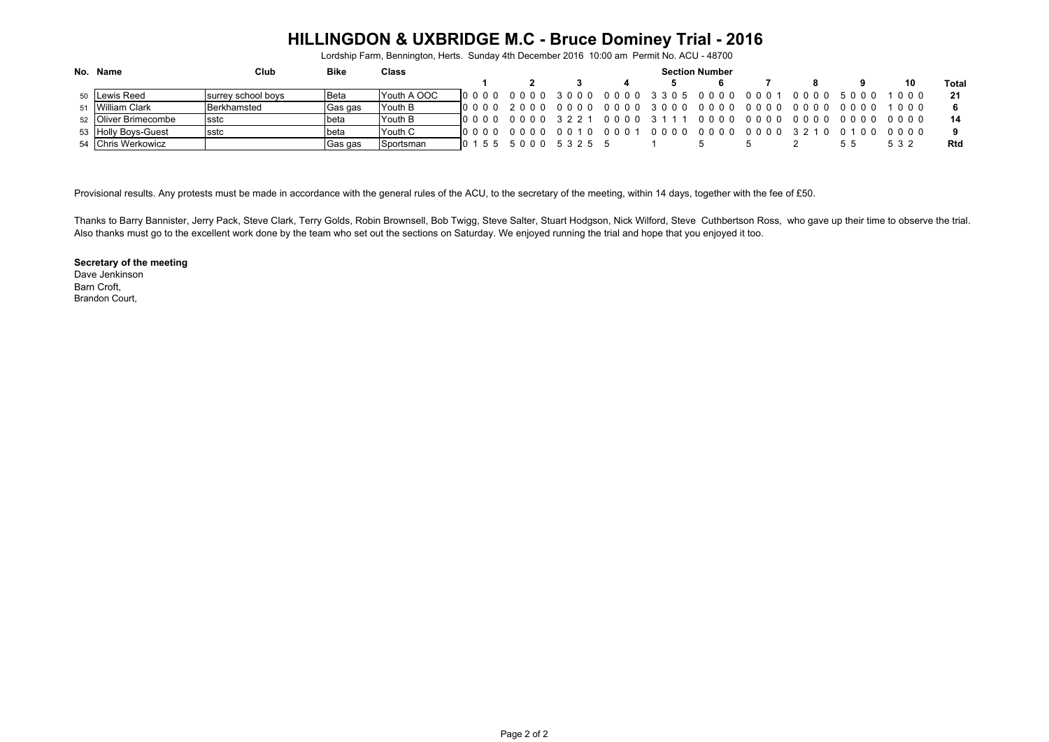# HILLINGDON & UXBRIDGE M.C - Bruce Dominey Trial - 2016

Lordship Farm, Bennington, Herts. Sunday 4th December 2016 10:00 am Permit No. ACU - 48700

| No. | Name | Club | Bike | Class | Section Number 1 | 2 | 3 | 4 | 5 | 6 | 7 | 8 | 9 | 10 | Total |
|---|---|---|---|---|---|---|---|---|---|---|---|---|---|---|---|
| 50 | Lewis Reed | surrey school boys | Beta | Youth A OOC | 0 0 0 0 | 0 0 0 0 | 3 0 0 0 | 0 0 0 0 | 3 3 0 5 | 0 0 0 0 | 0 0 0 1 | 0 0 0 0 | 5 0 0 0 | 1 0 0 0 | 21 |
| 51 | William Clark | Berkhamsted | Gas gas | Youth B | 0 0 0 0 | 2 0 0 0 | 0 0 0 0 | 0 0 0 0 | 3 0 0 0 | 0 0 0 0 | 0 0 0 0 | 0 0 0 0 | 0 0 0 0 | 1 0 0 0 | 6 |
| 52 | Oliver Brimecombe | sstc | beta | Youth B | 0 0 0 0 | 0 0 0 0 | 3 2 2 1 | 0 0 0 0 | 3 1 1 1 | 0 0 0 0 | 0 0 0 0 | 0 0 0 0 | 0 0 0 0 | 0 0 0 0 | 14 |
| 53 | Holly Boys-Guest | sstc | beta | Youth C | 0 0 0 0 | 0 0 0 0 | 0 0 1 0 | 0 0 0 1 | 0 0 0 0 | 0 0 0 0 | 0 0 0 0 | 3 2 1 0 | 0 1 0 0 | 0 0 0 0 | 9 |
| 54 | Chris Werkowicz | | Gas gas | Sportsman | 0 1 5 5 | 5 0 0 0 | 5 3 2 5 | 5 | 1 | 5 | 5 | 2 | 5 5 | 5 3 2 | Rtd |

Provisional results. Any protests must be made in accordance with the general rules of the ACU, to the secretary of the meeting, within 14 days, together with the fee of £50.

Thanks to Barry Bannister, Jerry Pack, Steve Clark, Terry Golds, Robin Brownsell, Bob Twigg, Steve Salter, Stuart Hodgson, Nick Wilford, Steve Cuthbertson Ross, who gave up their time to observe the trial. Also thanks must go to the excellent work done by the team who set out the sections on Saturday. We enjoyed running the trial and hope that you enjoyed it too.

**Secretary of the meeting**
Dave Jenkinson
Barn Croft,
Brandon Court,